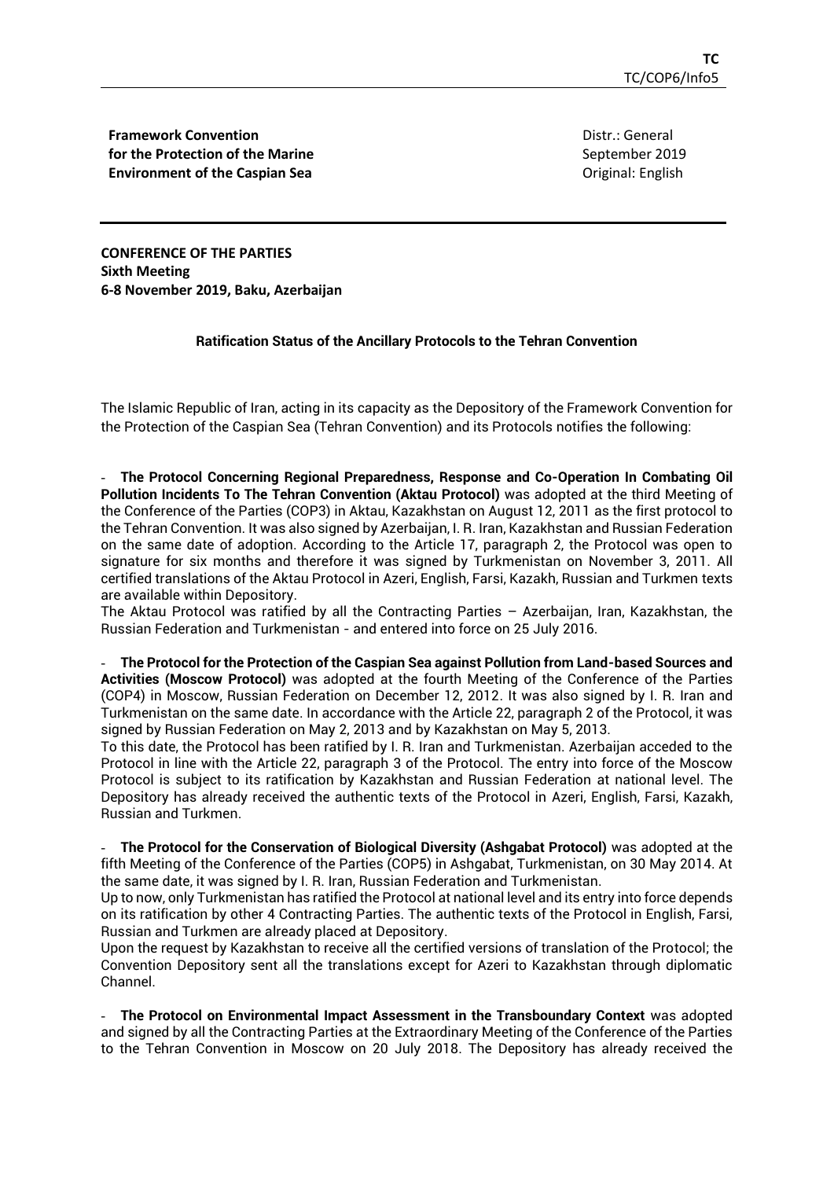**Framework Convention for the Protection of the Marine Environment of the Caspian Sea**

Distr.: General
September 2019
Original: English

**CONFERENCE OF THE PARTIES**
**Sixth Meeting**
**6-8 November 2019, Baku, Azerbaijan**

**Ratification Status of the Ancillary Protocols to the Tehran Convention**

The Islamic Republic of Iran, acting in its capacity as the Depository of the Framework Convention for the Protection of the Caspian Sea (Tehran Convention) and its Protocols notifies the following:

- **The Protocol Concerning Regional Preparedness, Response and Co-Operation In Combating Oil Pollution Incidents To The Tehran Convention (Aktau Protocol)** was adopted at the third Meeting of the Conference of the Parties (COP3) in Aktau, Kazakhstan on August 12, 2011 as the first protocol to the Tehran Convention. It was also signed by Azerbaijan, I. R. Iran, Kazakhstan and Russian Federation on the same date of adoption. According to the Article 17, paragraph 2, the Protocol was open to signature for six months and therefore it was signed by Turkmenistan on November 3, 2011. All certified translations of the Aktau Protocol in Azeri, English, Farsi, Kazakh, Russian and Turkmen texts are available within Depository.
The Aktau Protocol was ratified by all the Contracting Parties – Azerbaijan, Iran, Kazakhstan, the Russian Federation and Turkmenistan - and entered into force on 25 July 2016.

- **The Protocol for the Protection of the Caspian Sea against Pollution from Land-based Sources and Activities (Moscow Protocol)** was adopted at the fourth Meeting of the Conference of the Parties (COP4) in Moscow, Russian Federation on December 12, 2012. It was also signed by I. R. Iran and Turkmenistan on the same date. In accordance with the Article 22, paragraph 2 of the Protocol, it was signed by Russian Federation on May 2, 2013 and by Kazakhstan on May 5, 2013.
To this date, the Protocol has been ratified by I. R. Iran and Turkmenistan. Azerbaijan acceded to the Protocol in line with the Article 22, paragraph 3 of the Protocol. The entry into force of the Moscow Protocol is subject to its ratification by Kazakhstan and Russian Federation at national level. The Depository has already received the authentic texts of the Protocol in Azeri, English, Farsi, Kazakh, Russian and Turkmen.

- **The Protocol for the Conservation of Biological Diversity (Ashgabat Protocol)** was adopted at the fifth Meeting of the Conference of the Parties (COP5) in Ashgabat, Turkmenistan, on 30 May 2014. At the same date, it was signed by I. R. Iran, Russian Federation and Turkmenistan.
Up to now, only Turkmenistan has ratified the Protocol at national level and its entry into force depends on its ratification by other 4 Contracting Parties. The authentic texts of the Protocol in English, Farsi, Russian and Turkmen are already placed at Depository.
Upon the request by Kazakhstan to receive all the certified versions of translation of the Protocol; the Convention Depository sent all the translations except for Azeri to Kazakhstan through diplomatic Channel.

- **The Protocol on Environmental Impact Assessment in the Transboundary Context** was adopted and signed by all the Contracting Parties at the Extraordinary Meeting of the Conference of the Parties to the Tehran Convention in Moscow on 20 July 2018. The Depository has already received the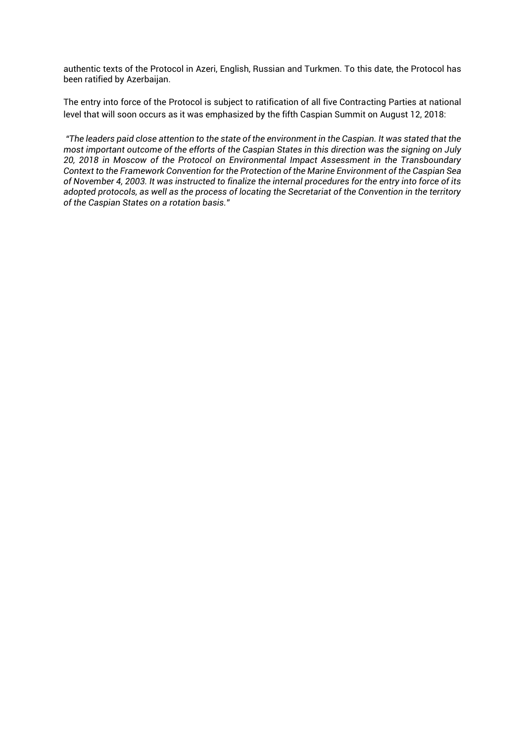authentic texts of the Protocol in Azeri, English, Russian and Turkmen. To this date, the Protocol has been ratified by Azerbaijan.

The entry into force of the Protocol is subject to ratification of all five Contracting Parties at national level that will soon occurs as it was emphasized by the fifth Caspian Summit on August 12, 2018:

*"The leaders paid close attention to the state of the environment in the Caspian. It was stated that the most important outcome of the efforts of the Caspian States in this direction was the signing on July 20, 2018 in Moscow of the Protocol on Environmental Impact Assessment in the Transboundary Context to the Framework Convention for the Protection of the Marine Environment of the Caspian Sea of November 4, 2003. It was instructed to finalize the internal procedures for the entry into force of its adopted protocols, as well as the process of locating the Secretariat of the Convention in the territory of the Caspian States on a rotation basis."*